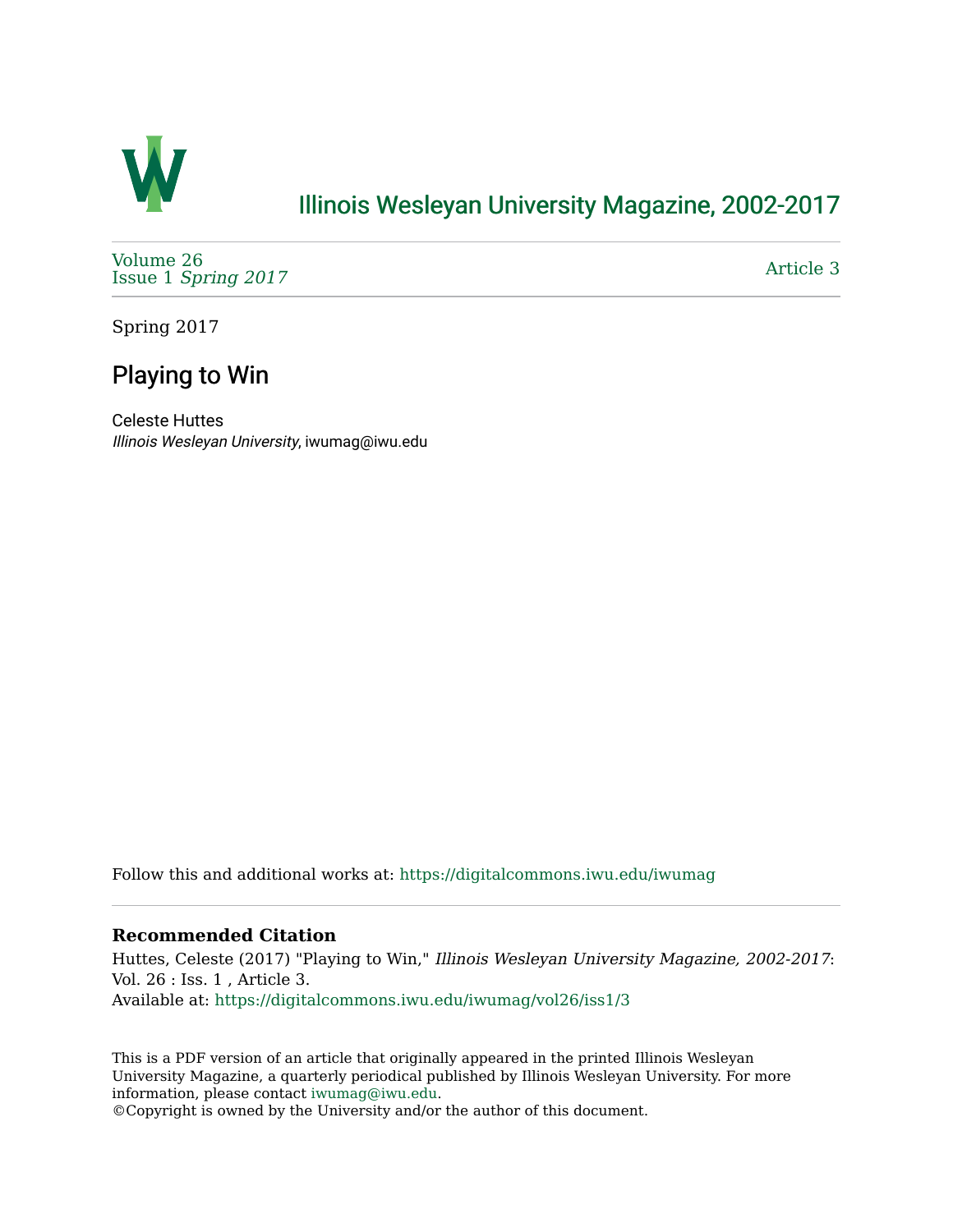# Illinois Wesleyan University Magazine, 2002-2017

Volume 26
Issue 1 *Spring 2017*

Article 3

Spring 2017

## Playing to Win

Celeste Huttes
*Illinois Wesleyan University*, iwumag@iwu.edu

Follow this and additional works at: https://digitalcommons.iwu.edu/iwumag

### Recommended Citation

Huttes, Celeste (2017) "Playing to Win," *Illinois Wesleyan University Magazine, 2002-2017*: Vol. 26 : Iss. 1 , Article 3.
Available at: https://digitalcommons.iwu.edu/iwumag/vol26/iss1/3

This is a PDF version of an article that originally appeared in the printed Illinois Wesleyan University Magazine, a quarterly periodical published by Illinois Wesleyan University. For more information, please contact iwumag@iwu.edu.
©Copyright is owned by the University and/or the author of this document.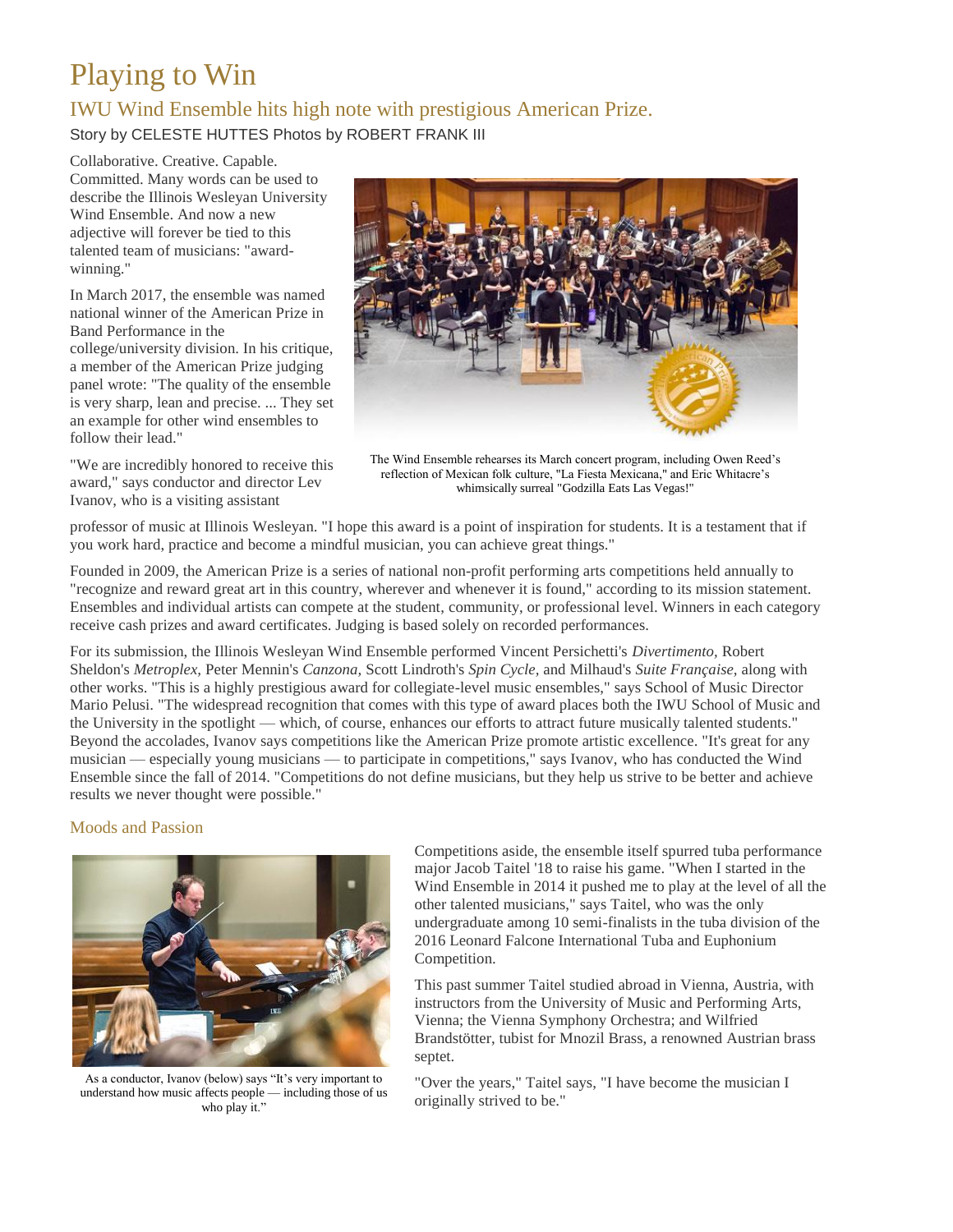# Playing to Win

## IWU Wind Ensemble hits high note with prestigious American Prize.

Story by CELESTE HUTTES Photos by ROBERT FRANK III

Collaborative. Creative. Capable. Committed. Many words can be used to describe the Illinois Wesleyan University Wind Ensemble. And now a new adjective will forever be tied to this talented team of musicians: "award-winning."

In March 2017, the ensemble was named national winner of the American Prize in Band Performance in the college/university division. In his critique, a member of the American Prize judging panel wrote: "The quality of the ensemble is very sharp, lean and precise. ... They set an example for other wind ensembles to follow their lead."

The Wind Ensemble rehearses its March concert program, including Owen Reed's reflection of Mexican folk culture, "La Fiesta Mexicana," and Eric Whitacre's whimsically surreal "Godzilla Eats Las Vegas!"

"We are incredibly honored to receive this award," says conductor and director Lev Ivanov, who is a visiting assistant professor of music at Illinois Wesleyan. "I hope this award is a point of inspiration for students. It is a testament that if you work hard, practice and become a mindful musician, you can achieve great things."

Founded in 2009, the American Prize is a series of national non-profit performing arts competitions held annually to "recognize and reward great art in this country, wherever and whenever it is found," according to its mission statement. Ensembles and individual artists can compete at the student, community, or professional level. Winners in each category receive cash prizes and award certificates. Judging is based solely on recorded performances.

For its submission, the Illinois Wesleyan Wind Ensemble performed Vincent Persichetti's *Divertimento,* Robert Sheldon's *Metroplex,* Peter Mennin's *Canzona,* Scott Lindroth's *Spin Cycle,* and Milhaud's *Suite Française,* along with other works. "This is a highly prestigious award for collegiate-level music ensembles," says School of Music Director Mario Pelusi. "The widespread recognition that comes with this type of award places both the IWU School of Music and the University in the spotlight — which, of course, enhances our efforts to attract future musically talented students." Beyond the accolades, Ivanov says competitions like the American Prize promote artistic excellence. "It's great for any musician — especially young musicians — to participate in competitions," says Ivanov, who has conducted the Wind Ensemble since the fall of 2014. "Competitions do not define musicians, but they help us strive to be better and achieve results we never thought were possible."

### Moods and Passion

As a conductor, Ivanov (below) says "It's very important to understand how music affects people — including those of us who play it."

Competitions aside, the ensemble itself spurred tuba performance major Jacob Taitel '18 to raise his game. "When I started in the Wind Ensemble in 2014 it pushed me to play at the level of all the other talented musicians," says Taitel, who was the only undergraduate among 10 semi-finalists in the tuba division of the 2016 Leonard Falcone International Tuba and Euphonium Competition.

This past summer Taitel studied abroad in Vienna, Austria, with instructors from the University of Music and Performing Arts, Vienna; the Vienna Symphony Orchestra; and Wilfried Brandstötter, tubist for Mnozil Brass, a renowned Austrian brass septet.

"Over the years," Taitel says, "I have become the musician I originally strived to be."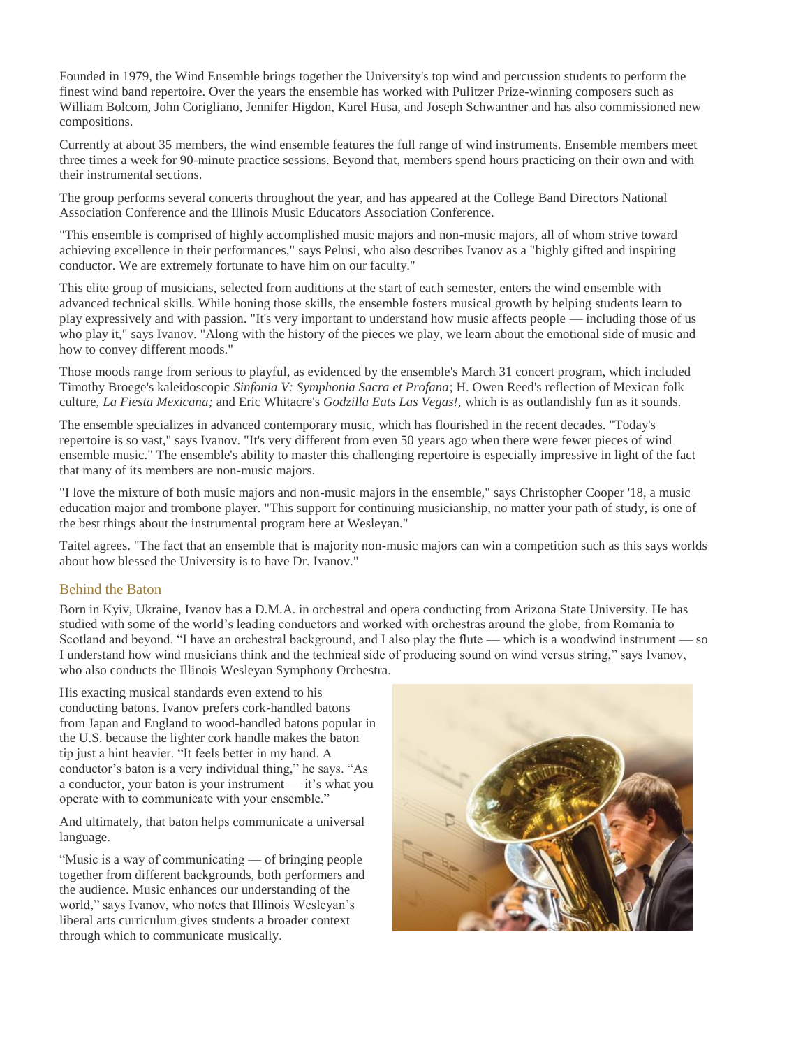Founded in 1979, the Wind Ensemble brings together the University's top wind and percussion students to perform the finest wind band repertoire. Over the years the ensemble has worked with Pulitzer Prize-winning composers such as William Bolcom, John Corigliano, Jennifer Higdon, Karel Husa, and Joseph Schwantner and has also commissioned new compositions.

Currently at about 35 members, the wind ensemble features the full range of wind instruments. Ensemble members meet three times a week for 90-minute practice sessions. Beyond that, members spend hours practicing on their own and with their instrumental sections.

The group performs several concerts throughout the year, and has appeared at the College Band Directors National Association Conference and the Illinois Music Educators Association Conference.

"This ensemble is comprised of highly accomplished music majors and non-music majors, all of whom strive toward achieving excellence in their performances," says Pelusi, who also describes Ivanov as a "highly gifted and inspiring conductor. We are extremely fortunate to have him on our faculty."

This elite group of musicians, selected from auditions at the start of each semester, enters the wind ensemble with advanced technical skills. While honing those skills, the ensemble fosters musical growth by helping students learn to play expressively and with passion. "It's very important to understand how music affects people — including those of us who play it," says Ivanov. "Along with the history of the pieces we play, we learn about the emotional side of music and how to convey different moods."

Those moods range from serious to playful, as evidenced by the ensemble's March 31 concert program, which included Timothy Broege's kaleidoscopic *Sinfonia V: Symphonia Sacra et Profana*; H. Owen Reed's reflection of Mexican folk culture, *La Fiesta Mexicana;* and Eric Whitacre's *Godzilla Eats Las Vegas!*, which is as outlandishly fun as it sounds.

The ensemble specializes in advanced contemporary music, which has flourished in the recent decades. "Today's repertoire is so vast," says Ivanov. "It's very different from even 50 years ago when there were fewer pieces of wind ensemble music." The ensemble's ability to master this challenging repertoire is especially impressive in light of the fact that many of its members are non-music majors.

"I love the mixture of both music majors and non-music majors in the ensemble," says Christopher Cooper '18, a music education major and trombone player. "This support for continuing musicianship, no matter your path of study, is one of the best things about the instrumental program here at Wesleyan."

Taitel agrees. "The fact that an ensemble that is majority non-music majors can win a competition such as this says worlds about how blessed the University is to have Dr. Ivanov."

## Behind the Baton

Born in Kyiv, Ukraine, Ivanov has a D.M.A. in orchestral and opera conducting from Arizona State University. He has studied with some of the world's leading conductors and worked with orchestras around the globe, from Romania to Scotland and beyond. "I have an orchestral background, and I also play the flute — which is a woodwind instrument — so I understand how wind musicians think and the technical side of producing sound on wind versus string," says Ivanov, who also conducts the Illinois Wesleyan Symphony Orchestra.

His exacting musical standards even extend to his conducting batons. Ivanov prefers cork-handled batons from Japan and England to wood-handled batons popular in the U.S. because the lighter cork handle makes the baton tip just a hint heavier. "It feels better in my hand. A conductor's baton is a very individual thing," he says. "As a conductor, your baton is your instrument — it's what you operate with to communicate with your ensemble."

And ultimately, that baton helps communicate a universal language.

"Music is a way of communicating — of bringing people together from different backgrounds, both performers and the audience. Music enhances our understanding of the world," says Ivanov, who notes that Illinois Wesleyan's liberal arts curriculum gives students a broader context through which to communicate musically.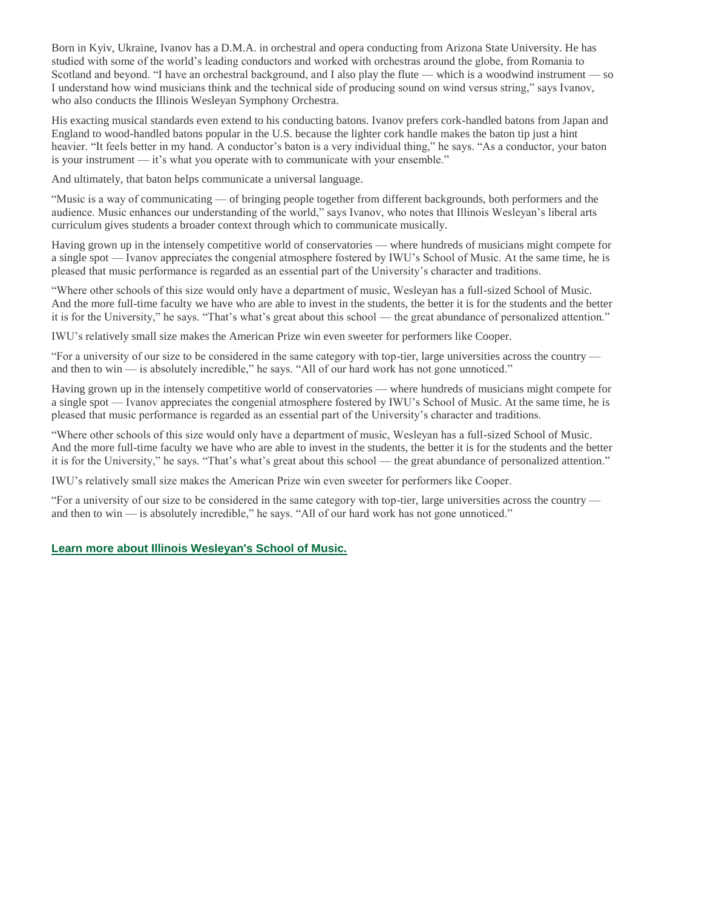Born in Kyiv, Ukraine, Ivanov has a D.M.A. in orchestral and opera conducting from Arizona State University. He has studied with some of the world's leading conductors and worked with orchestras around the globe, from Romania to Scotland and beyond. "I have an orchestral background, and I also play the flute — which is a woodwind instrument — so I understand how wind musicians think and the technical side of producing sound on wind versus string," says Ivanov, who also conducts the Illinois Wesleyan Symphony Orchestra.

His exacting musical standards even extend to his conducting batons. Ivanov prefers cork-handled batons from Japan and England to wood-handled batons popular in the U.S. because the lighter cork handle makes the baton tip just a hint heavier. "It feels better in my hand. A conductor's baton is a very individual thing," he says. "As a conductor, your baton is your instrument — it's what you operate with to communicate with your ensemble."

And ultimately, that baton helps communicate a universal language.

"Music is a way of communicating — of bringing people together from different backgrounds, both performers and the audience. Music enhances our understanding of the world," says Ivanov, who notes that Illinois Wesleyan's liberal arts curriculum gives students a broader context through which to communicate musically.

Having grown up in the intensely competitive world of conservatories — where hundreds of musicians might compete for a single spot — Ivanov appreciates the congenial atmosphere fostered by IWU's School of Music. At the same time, he is pleased that music performance is regarded as an essential part of the University's character and traditions.

"Where other schools of this size would only have a department of music, Wesleyan has a full-sized School of Music. And the more full-time faculty we have who are able to invest in the students, the better it is for the students and the better it is for the University," he says. "That's what's great about this school — the great abundance of personalized attention."

IWU's relatively small size makes the American Prize win even sweeter for performers like Cooper.

"For a university of our size to be considered in the same category with top-tier, large universities across the country — and then to win — is absolutely incredible," he says. "All of our hard work has not gone unnoticed."

Having grown up in the intensely competitive world of conservatories — where hundreds of musicians might compete for a single spot — Ivanov appreciates the congenial atmosphere fostered by IWU's School of Music. At the same time, he is pleased that music performance is regarded as an essential part of the University's character and traditions.

"Where other schools of this size would only have a department of music, Wesleyan has a full-sized School of Music. And the more full-time faculty we have who are able to invest in the students, the better it is for the students and the better it is for the University," he says. "That's what's great about this school — the great abundance of personalized attention."

IWU's relatively small size makes the American Prize win even sweeter for performers like Cooper.

"For a university of our size to be considered in the same category with top-tier, large universities across the country — and then to win — is absolutely incredible," he says. "All of our hard work has not gone unnoticed."

**Learn more about Illinois Wesleyan's School of Music.**